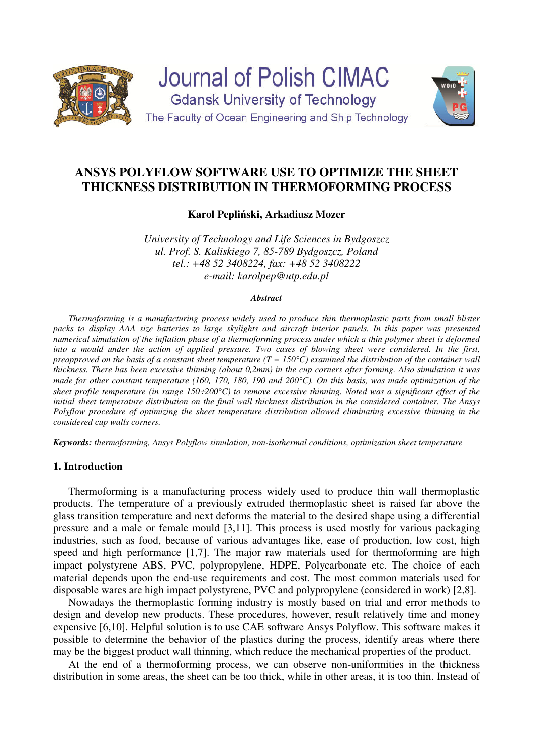# Journal of Polish CIMAC

Gdansk University of Technology

The Faculty of Ocean Engineering and Ship Technology

# ANSYS POLYFLOW SOFTWARE USE TO OPTIMIZE THE SHEET THICKNESS DISTRIBUTION IN THERMOFORMING PROCESS

**Karol Pepliński, Arkadiusz Mozer**

*University of Technology and Life Sciences in Bydgoszcz*
*ul. Prof. S. Kaliskiego 7, 85-789 Bydgoszcz, Poland*
*tel.: +48 52 3408224, fax: +48 52 3408222*
*e-mail: karolpep@utp.edu.pl*

***Abstract***

*Thermoforming is a manufacturing process widely used to produce thin thermoplastic parts from small blister packs to display AAA size batteries to large skylights and aircraft interior panels. In this paper was presented numerical simulation of the inflation phase of a thermoforming process under which a thin polymer sheet is deformed into a mould under the action of applied pressure. Two cases of blowing sheet were considered. In the first, preapproved on the basis of a constant sheet temperature (T = 150°C) examined the distribution of the container wall thickness. There has been excessive thinning (about 0,2mm) in the cup corners after forming. Also simulation it was made for other constant temperature (160, 170, 180, 190 and 200°C). On this basis, was made optimization of the sheet profile temperature (in range 150÷200°C) to remove excessive thinning. Noted was a significant effect of the initial sheet temperature distribution on the final wall thickness distribution in the considered container. The Ansys Polyflow procedure of optimizing the sheet temperature distribution allowed eliminating excessive thinning in the considered cup walls corners.*

***Keywords:*** *thermoforming, Ansys Polyflow simulation, non-isothermal conditions, optimization sheet temperature*

## 1. Introduction

Thermoforming is a manufacturing process widely used to produce thin wall thermoplastic products. The temperature of a previously extruded thermoplastic sheet is raised far above the glass transition temperature and next deforms the material to the desired shape using a differential pressure and a male or female mould [3,11]. This process is used mostly for various packaging industries, such as food, because of various advantages like, ease of production, low cost, high speed and high performance [1,7]. The major raw materials used for thermoforming are high impact polystyrene ABS, PVC, polypropylene, HDPE, Polycarbonate etc. The choice of each material depends upon the end-use requirements and cost. The most common materials used for disposable wares are high impact polystyrene, PVC and polypropylene (considered in work) [2,8].

Nowadays the thermoplastic forming industry is mostly based on trial and error methods to design and develop new products. These procedures, however, result relatively time and money expensive [6,10]. Helpful solution is to use CAE software Ansys Polyflow. This software makes it possible to determine the behavior of the plastics during the process, identify areas where there may be the biggest product wall thinning, which reduce the mechanical properties of the product.

At the end of a thermoforming process, we can observe non-uniformities in the thickness distribution in some areas, the sheet can be too thick, while in other areas, it is too thin. Instead of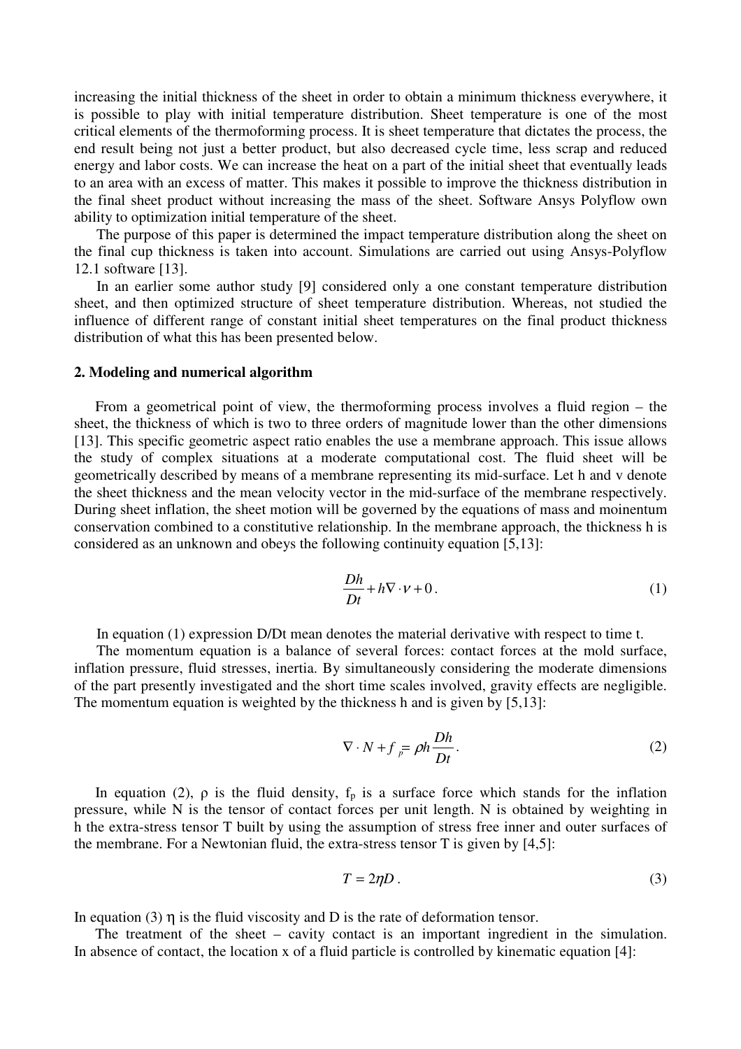increasing the initial thickness of the sheet in order to obtain a minimum thickness everywhere, it is possible to play with initial temperature distribution. Sheet temperature is one of the most critical elements of the thermoforming process. It is sheet temperature that dictates the process, the end result being not just a better product, but also decreased cycle time, less scrap and reduced energy and labor costs. We can increase the heat on a part of the initial sheet that eventually leads to an area with an excess of matter. This makes it possible to improve the thickness distribution in the final sheet product without increasing the mass of the sheet. Software Ansys Polyflow own ability to optimization initial temperature of the sheet.

The purpose of this paper is determined the impact temperature distribution along the sheet on the final cup thickness is taken into account. Simulations are carried out using Ansys-Polyflow 12.1 software [13].

In an earlier some author study [9] considered only a one constant temperature distribution sheet, and then optimized structure of sheet temperature distribution. Whereas, not studied the influence of different range of constant initial sheet temperatures on the final product thickness distribution of what this has been presented below.

## 2. Modeling and numerical algorithm

From a geometrical point of view, the thermoforming process involves a fluid region – the sheet, the thickness of which is two to three orders of magnitude lower than the other dimensions [13]. This specific geometric aspect ratio enables the use a membrane approach. This issue allows the study of complex situations at a moderate computational cost. The fluid sheet will be geometrically described by means of a membrane representing its mid-surface. Let h and v denote the sheet thickness and the mean velocity vector in the mid-surface of the membrane respectively. During sheet inflation, the sheet motion will be governed by the equations of mass and moinentum conservation combined to a constitutive relationship. In the membrane approach, the thickness h is considered as an unknown and obeys the following continuity equation [5,13]:

$$\frac{Dh}{Dt} + h\nabla \cdot v + 0 . \tag{1}$$

In equation (1) expression D/Dt mean denotes the material derivative with respect to time t.

The momentum equation is a balance of several forces: contact forces at the mold surface, inflation pressure, fluid stresses, inertia. By simultaneously considering the moderate dimensions of the part presently investigated and the short time scales involved, gravity effects are negligible. The momentum equation is weighted by the thickness h and is given by [5,13]:

$$\nabla \cdot N + f_p = \rho h \frac{Dh}{Dt} . \tag{2}$$

In equation (2), $\rho$ is the fluid density, $f_p$ is a surface force which stands for the inflation pressure, while N is the tensor of contact forces per unit length. N is obtained by weighting in h the extra-stress tensor T built by using the assumption of stress free inner and outer surfaces of the membrane. For a Newtonian fluid, the extra-stress tensor T is given by [4,5]:

$$T = 2\eta D . \tag{3}$$

In equation (3) $\eta$ is the fluid viscosity and D is the rate of deformation tensor.

The treatment of the sheet – cavity contact is an important ingredient in the simulation. In absence of contact, the location x of a fluid particle is controlled by kinematic equation [4]: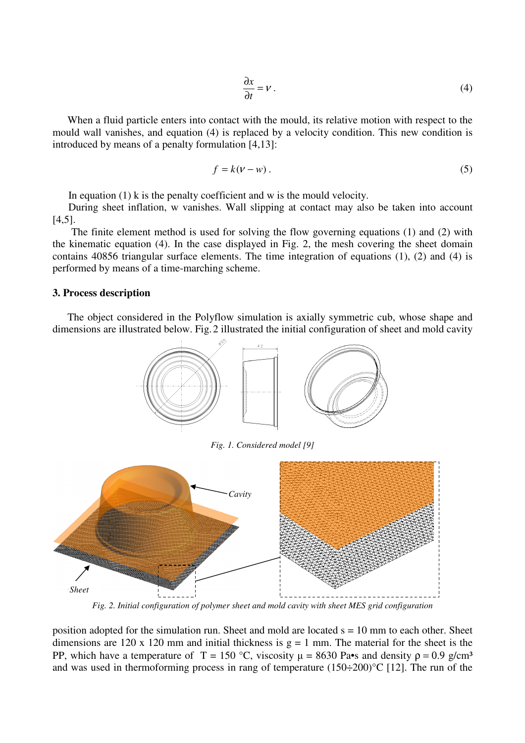$$\frac{\partial x}{\partial t} = v\,. \tag{4}$$

When a fluid particle enters into contact with the mould, its relative motion with respect to the mould wall vanishes, and equation (4) is replaced by a velocity condition. This new condition is introduced by means of a penalty formulation [4,13]:

$$f = k(v - w)\,. \tag{5}$$

In equation (1) k is the penalty coefficient and w is the mould velocity.

During sheet inflation, w vanishes. Wall slipping at contact may also be taken into account [4,5].

The finite element method is used for solving the flow governing equations (1) and (2) with the kinematic equation (4). In the case displayed in Fig. 2, the mesh covering the sheet domain contains 40856 triangular surface elements. The time integration of equations (1), (2) and (4) is performed by means of a time-marching scheme.

### 3. Process description

The object considered in the Polyflow simulation is axially symmetric cub, whose shape and dimensions are illustrated below. Fig. 2 illustrated the initial configuration of sheet and mold cavity

*Fig. 1. Considered model [9]*

*Fig. 2. Initial configuration of polymer sheet and mold cavity with sheet MES grid configuration*

position adopted for the simulation run. Sheet and mold are located s = 10 mm to each other. Sheet dimensions are 120 x 120 mm and initial thickness is g = 1 mm. The material for the sheet is the PP, which have a temperature of T = 150 °C, viscosity μ = 8630 Pa•s and density ρ = 0.9 g/cm³ and was used in thermoforming process in rang of temperature (150÷200)°C [12]. The run of the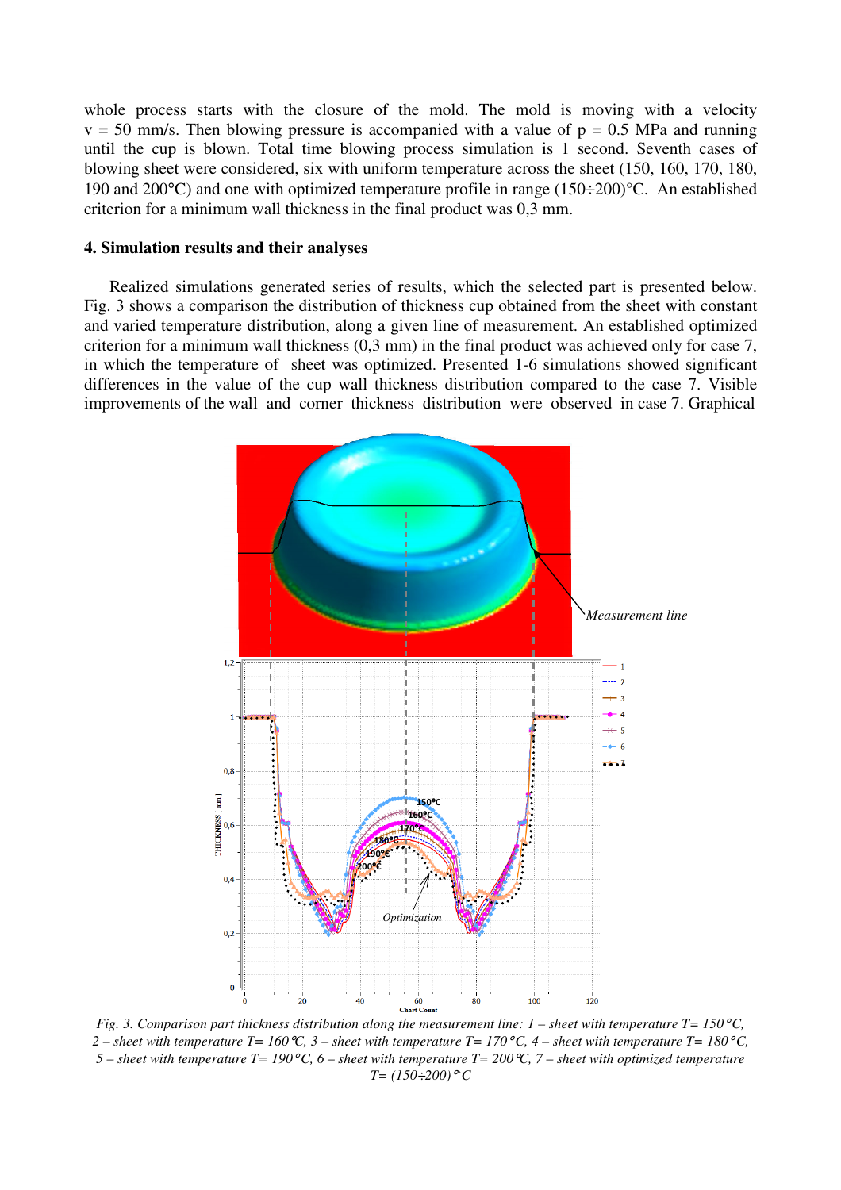whole process starts with the closure of the mold. The mold is moving with a velocity v = 50 mm/s. Then blowing pressure is accompanied with a value of p = 0.5 MPa and running until the cup is blown. Total time blowing process simulation is 1 second. Seventh cases of blowing sheet were considered, six with uniform temperature across the sheet (150, 160, 170, 180, 190 and 200°C) and one with optimized temperature profile in range (150÷200)°C. An established criterion for a minimum wall thickness in the final product was 0,3 mm.

## 4. Simulation results and their analyses

Realized simulations generated series of results, which the selected part is presented below. Fig. 3 shows a comparison the distribution of thickness cup obtained from the sheet with constant and varied temperature distribution, along a given line of measurement. An established optimized criterion for a minimum wall thickness (0,3 mm) in the final product was achieved only for case 7, in which the temperature of sheet was optimized. Presented 1-6 simulations showed significant differences in the value of the cup wall thickness distribution compared to the case 7. Visible improvements of the wall and corner thickness distribution were observed in case 7. Graphical

*Fig. 3. Comparison part thickness distribution along the measurement line: 1 – sheet with temperature T= 150°C, 2 – sheet with temperature T= 160°C, 3 – sheet with temperature T= 170°C, 4 – sheet with temperature T= 180°C, 5 – sheet with temperature T= 190°C, 6 – sheet with temperature T= 200°C, 7 – sheet with optimized temperature T= (150÷200)°C*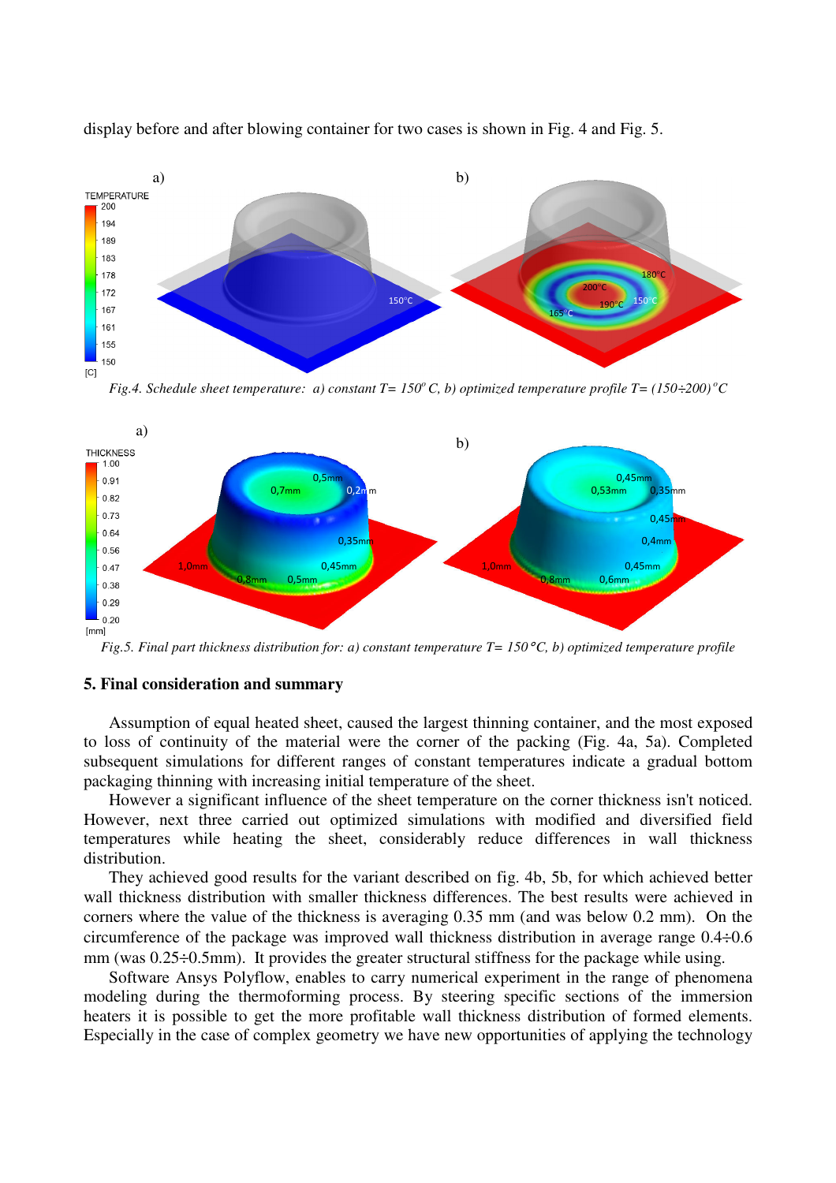display before and after blowing container for two cases is shown in Fig. 4 and Fig. 5.

*Fig.4. Schedule sheet temperature: a) constant T= 150$^o$ C, b) optimized temperature profile T= (150÷200)$^o$C*

*Fig.5. Final part thickness distribution for: a) constant temperature T= 150 °C, b) optimized temperature profile*

## 5. Final consideration and summary

Assumption of equal heated sheet, caused the largest thinning container, and the most exposed to loss of continuity of the material were the corner of the packing (Fig. 4a, 5a). Completed subsequent simulations for different ranges of constant temperatures indicate a gradual bottom packaging thinning with increasing initial temperature of the sheet.

However a significant influence of the sheet temperature on the corner thickness isn't noticed. However, next three carried out optimized simulations with modified and diversified field temperatures while heating the sheet, considerably reduce differences in wall thickness distribution.

They achieved good results for the variant described on fig. 4b, 5b, for which achieved better wall thickness distribution with smaller thickness differences. The best results were achieved in corners where the value of the thickness is averaging 0.35 mm (and was below 0.2 mm). On the circumference of the package was improved wall thickness distribution in average range 0.4÷0.6 mm (was 0.25÷0.5mm). It provides the greater structural stiffness for the package while using.

Software Ansys Polyflow, enables to carry numerical experiment in the range of phenomena modeling during the thermoforming process. By steering specific sections of the immersion heaters it is possible to get the more profitable wall thickness distribution of formed elements. Especially in the case of complex geometry we have new opportunities of applying the technology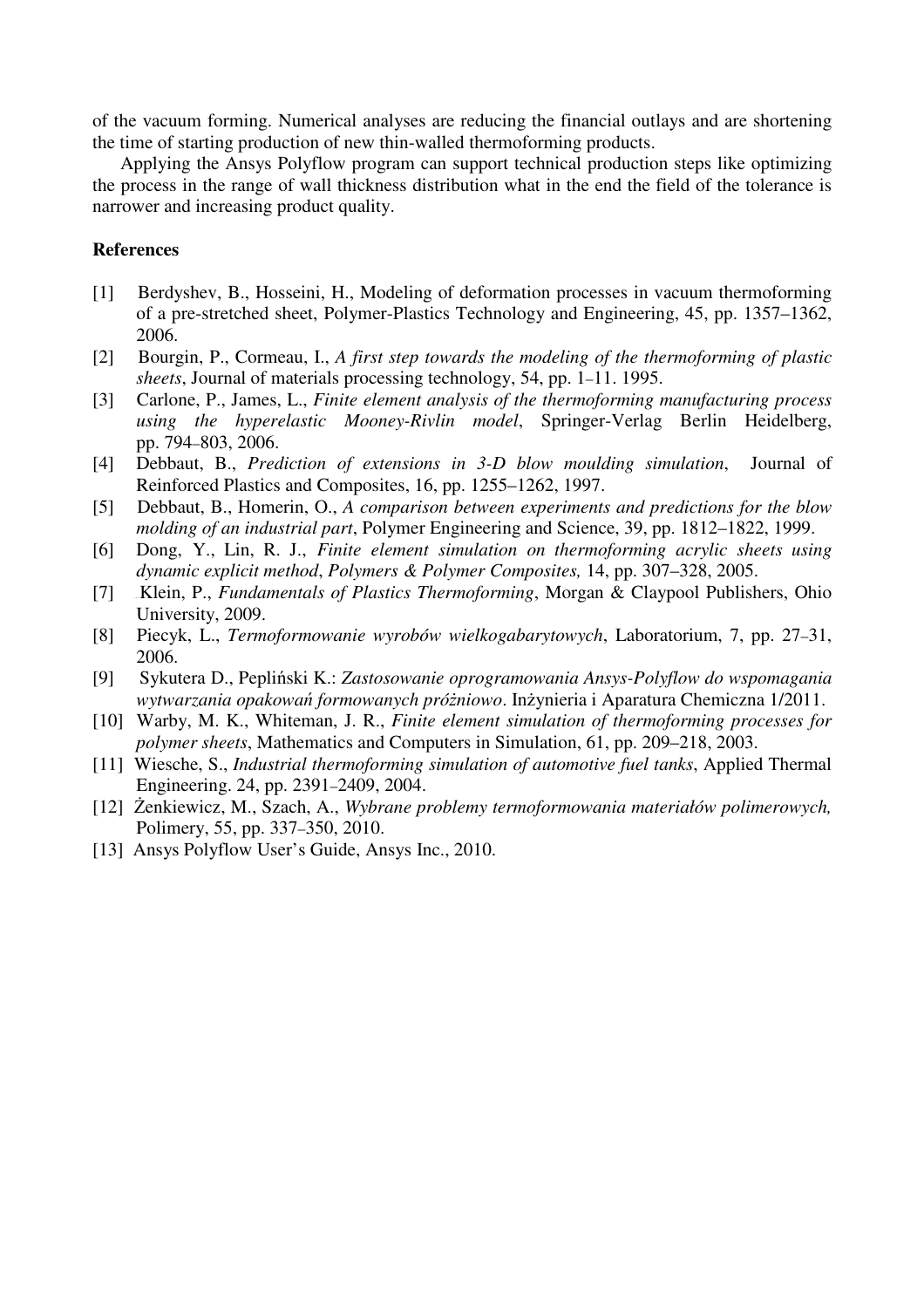of the vacuum forming. Numerical analyses are reducing the financial outlays and are shortening the time of starting production of new thin-walled thermoforming products.

Applying the Ansys Polyflow program can support technical production steps like optimizing the process in the range of wall thickness distribution what in the end the field of the tolerance is narrower and increasing product quality.

**References**

[1] Berdyshev, B., Hosseini, H., Modeling of deformation processes in vacuum thermoforming of a pre-stretched sheet, Polymer-Plastics Technology and Engineering, 45, pp. 1357–1362, 2006.

[2] Bourgin, P., Cormeau, I., *A first step towards the modeling of the thermoforming of plastic sheets*, Journal of materials processing technology, 54, pp. 1–11. 1995.

[3] Carlone, P., James, L., *Finite element analysis of the thermoforming manufacturing process using the hyperelastic Mooney-Rivlin model*, Springer-Verlag Berlin Heidelberg, pp. 794–803, 2006.

[4] Debbaut, B., *Prediction of extensions in 3-D blow moulding simulation*, Journal of Reinforced Plastics and Composites, 16, pp. 1255–1262, 1997.

[5] Debbaut, B., Homerin, O., *A comparison between experiments and predictions for the blow molding of an industrial part*, Polymer Engineering and Science, 39, pp. 1812–1822, 1999.

[6] Dong, Y., Lin, R. J., *Finite element simulation on thermoforming acrylic sheets using dynamic explicit method*, *Polymers & Polymer Composites,* 14, pp. 307–328, 2005.

[7] Klein, P., *Fundamentals of Plastics Thermoforming*, Morgan & Claypool Publishers, Ohio University, 2009.

[8] Piecyk, L., *Termoformowanie wyrobów wielkogabarytowych*, Laboratorium, 7, pp. 27–31, 2006.

[9] Sykutera D., Pepliński K.: *Zastosowanie oprogramowania Ansys-Polyflow do wspomagania wytwarzania opakowań formowanych próżniowo*. Inżynieria i Aparatura Chemiczna 1/2011.

[10] Warby, M. K., Whiteman, J. R., *Finite element simulation of thermoforming processes for polymer sheets*, Mathematics and Computers in Simulation, 61, pp. 209–218, 2003.

[11] Wiesche, S., *Industrial thermoforming simulation of automotive fuel tanks*, Applied Thermal Engineering. 24, pp. 2391–2409, 2004.

[12] Żenkiewicz, M., Szach, A., *Wybrane problemy termoformowania materiałów polimerowych,* Polimery, 55, pp. 337–350, 2010.

[13] Ansys Polyflow User's Guide, Ansys Inc., 2010.